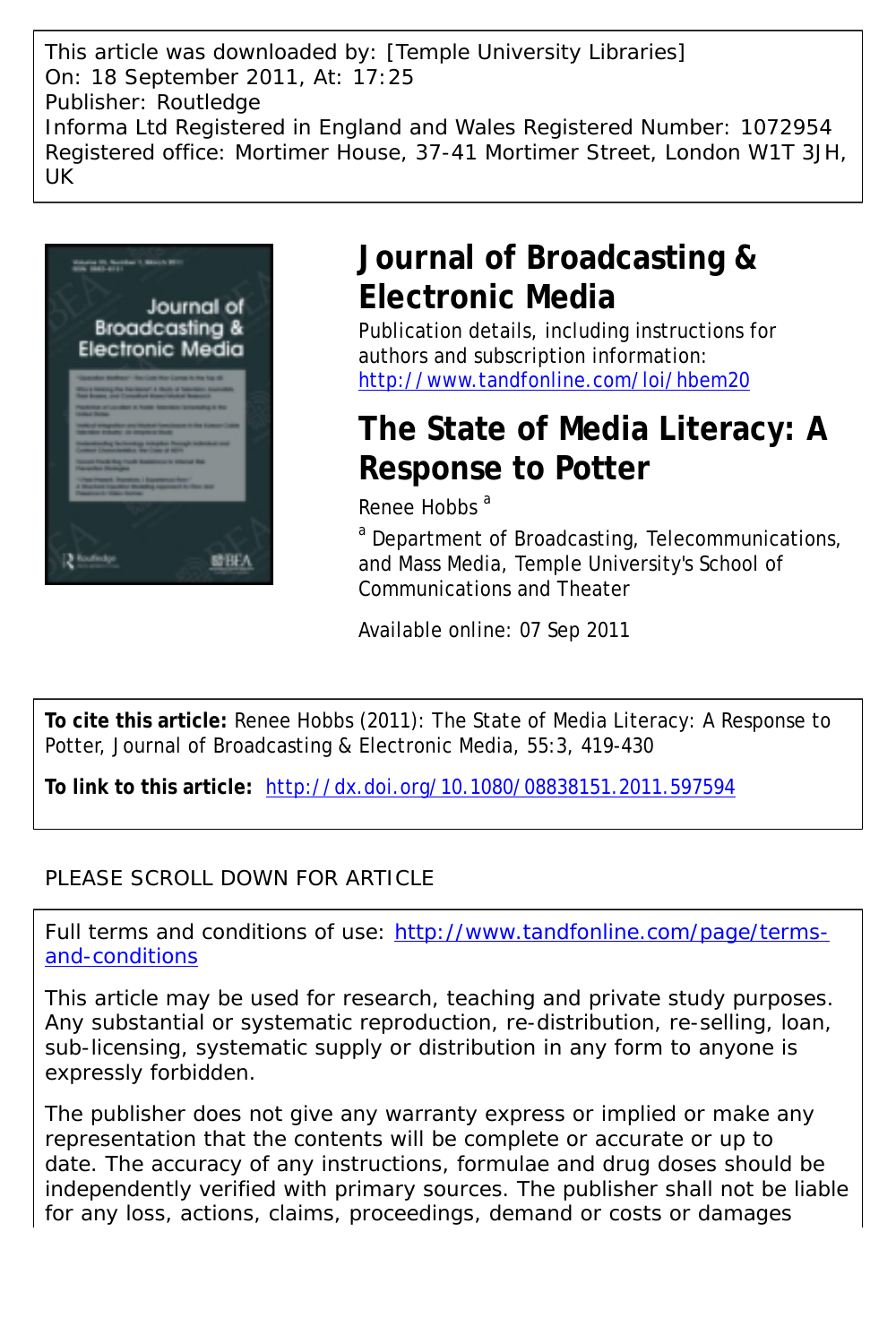This article was downloaded by: [Temple University Libraries]
On: 18 September 2011, At: 17:25
Publisher: Routledge
Informa Ltd Registered in England and Wales Registered Number: 1072954
Registered office: Mortimer House, 37-41 Mortimer Street, London W1T 3JH, UK

# Journal of Broadcasting & Electronic Media

Publication details, including instructions for authors and subscription information:
http://www.tandfonline.com/loi/hbem20

# The State of Media Literacy: A Response to Potter

Renee Hobbs [a]

[a] Department of Broadcasting, Telecommunications, and Mass Media, Temple University's School of Communications and Theater

Available online: 07 Sep 2011

**To cite this article:** Renee Hobbs (2011): The State of Media Literacy: A Response to Potter, Journal of Broadcasting & Electronic Media, 55:3, 419-430

**To link to this article:** http://dx.doi.org/10.1080/08838151.2011.597594

PLEASE SCROLL DOWN FOR ARTICLE

Full terms and conditions of use: http://www.tandfonline.com/page/terms-and-conditions

This article may be used for research, teaching and private study purposes. Any substantial or systematic reproduction, re-distribution, re-selling, loan, sub-licensing, systematic supply or distribution in any form to anyone is expressly forbidden.

The publisher does not give any warranty express or implied or make any representation that the contents will be complete or accurate or up to date. The accuracy of any instructions, formulae and drug doses should be independently verified with primary sources. The publisher shall not be liable for any loss, actions, claims, proceedings, demand or costs or damages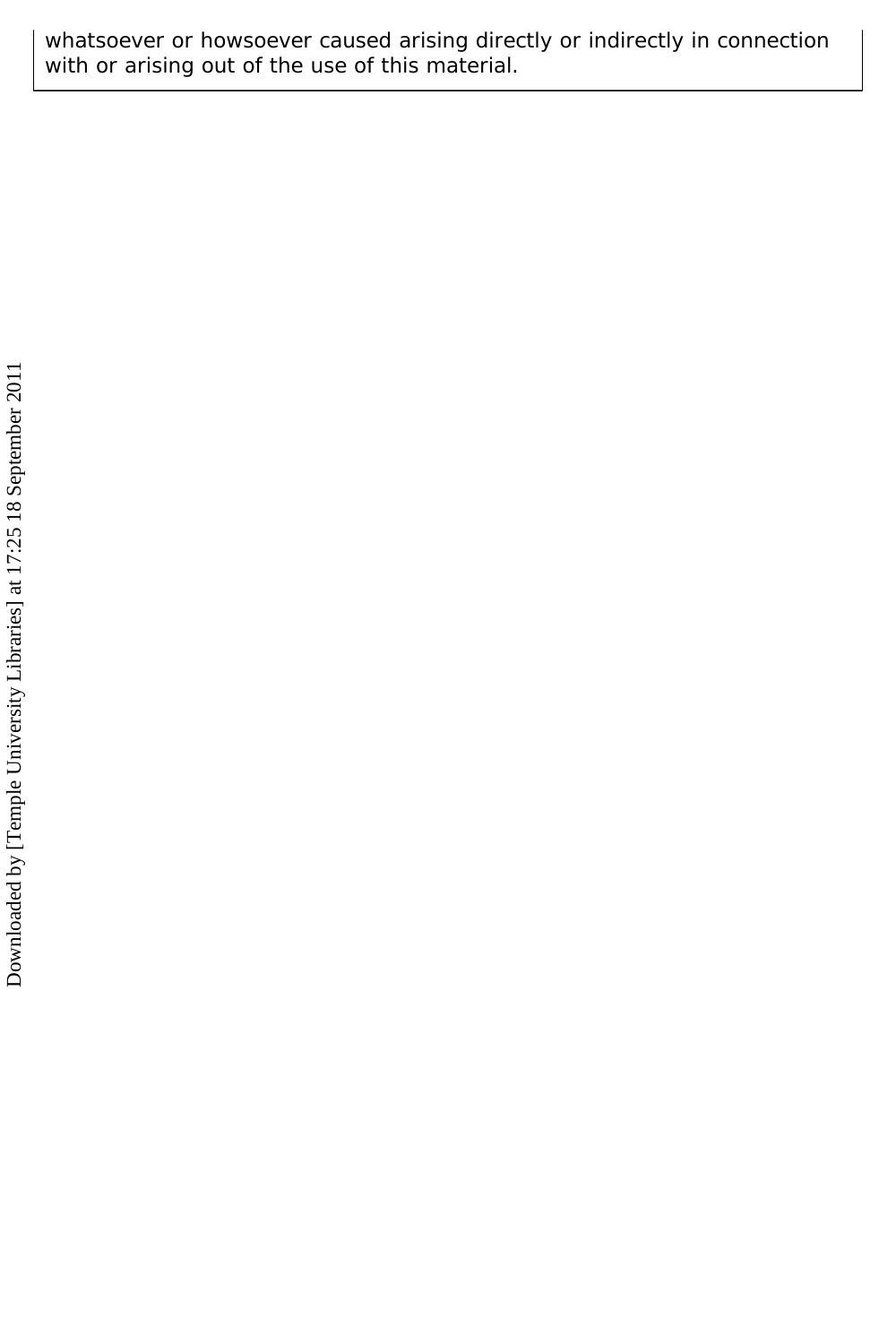whatsoever or howsoever caused arising directly or indirectly in connection with or arising out of the use of this material.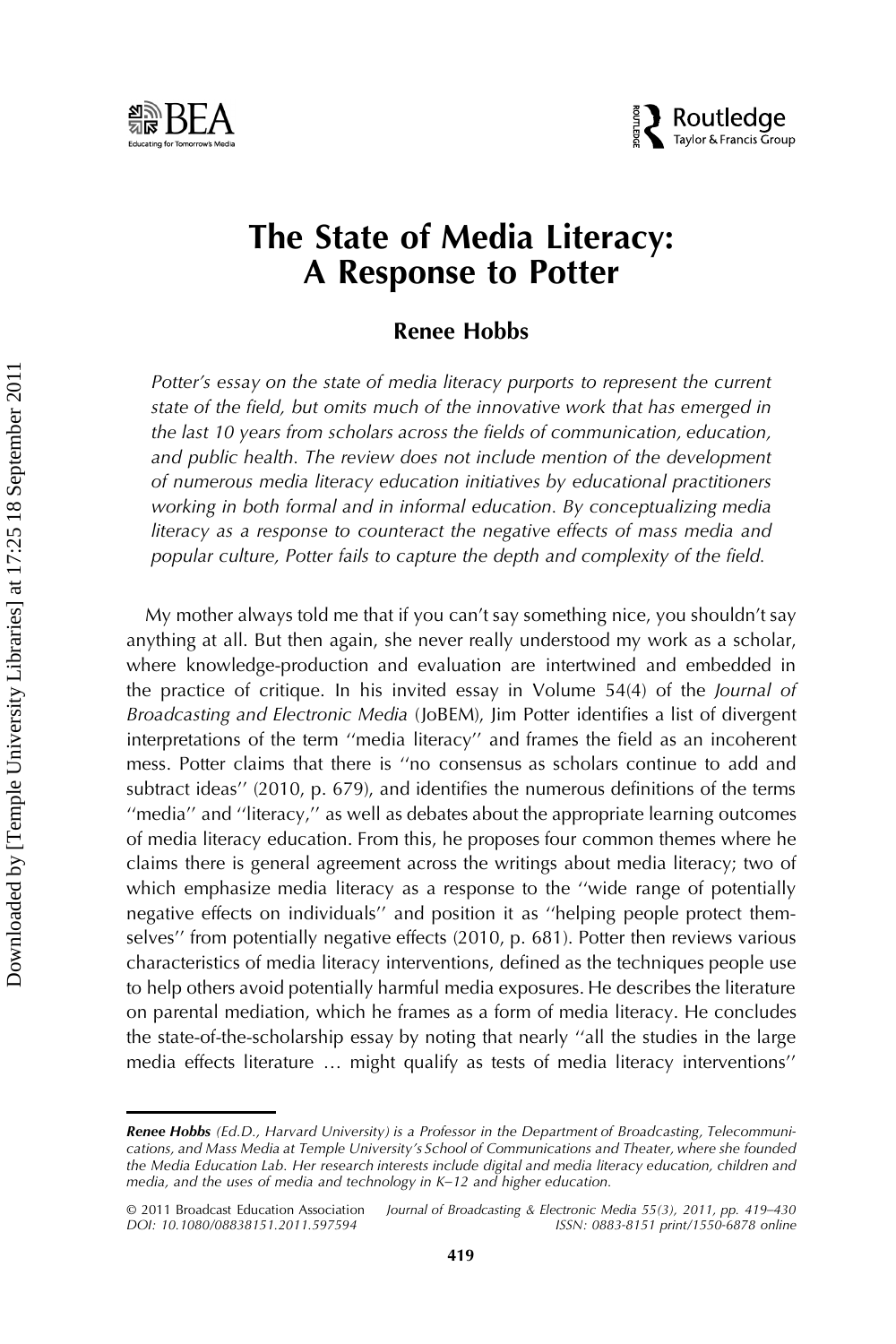# The State of Media Literacy: A Response to Potter

**Renee Hobbs**

*Potter's essay on the state of media literacy purports to represent the current state of the field, but omits much of the innovative work that has emerged in the last 10 years from scholars across the fields of communication, education, and public health. The review does not include mention of the development of numerous media literacy education initiatives by educational practitioners working in both formal and in informal education. By conceptualizing media literacy as a response to counteract the negative effects of mass media and popular culture, Potter fails to capture the depth and complexity of the field.*

My mother always told me that if you can't say something nice, you shouldn't say anything at all. But then again, she never really understood my work as a scholar, where knowledge-production and evaluation are intertwined and embedded in the practice of critique. In his invited essay in Volume 54(4) of the *Journal of Broadcasting and Electronic Media* (JoBEM), Jim Potter identifies a list of divergent interpretations of the term ''media literacy'' and frames the field as an incoherent mess. Potter claims that there is ''no consensus as scholars continue to add and subtract ideas'' (2010, p. 679), and identifies the numerous definitions of the terms ''media'' and ''literacy,'' as well as debates about the appropriate learning outcomes of media literacy education. From this, he proposes four common themes where he claims there is general agreement across the writings about media literacy; two of which emphasize media literacy as a response to the ''wide range of potentially negative effects on individuals'' and position it as ''helping people protect themselves'' from potentially negative effects (2010, p. 681). Potter then reviews various characteristics of media literacy interventions, defined as the techniques people use to help others avoid potentially harmful media exposures. He describes the literature on parental mediation, which he frames as a form of media literacy. He concludes the state-of-the-scholarship essay by noting that nearly ''all the studies in the large media effects literature ... might qualify as tests of media literacy interventions''

---

***Renee Hobbs*** *(Ed.D., Harvard University) is a Professor in the Department of Broadcasting, Telecommunications, and Mass Media at Temple University's School of Communications and Theater, where she founded the Media Education Lab. Her research interests include digital and media literacy education, children and media, and the uses of media and technology in K–12 and higher education.*

© 2011 Broadcast Education Association
DOI: 10.1080/08838151.2011.597594
ISSN: 0883-8151 print/1550-6878 online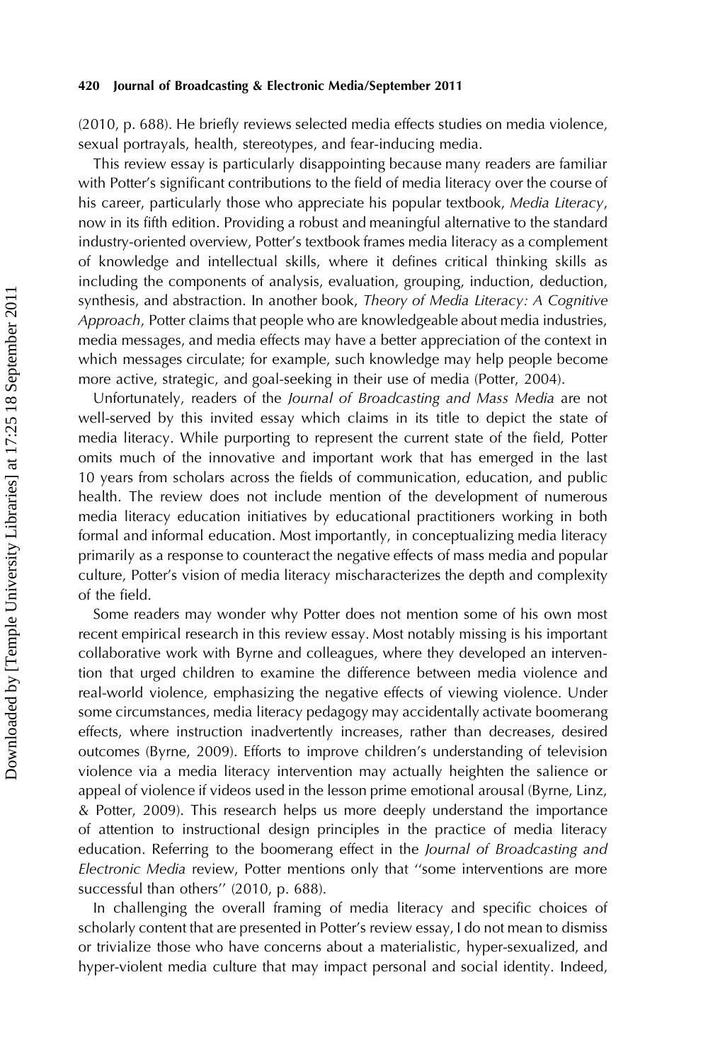(2010, p. 688). He briefly reviews selected media effects studies on media violence, sexual portrayals, health, stereotypes, and fear-inducing media.

This review essay is particularly disappointing because many readers are familiar with Potter's significant contributions to the field of media literacy over the course of his career, particularly those who appreciate his popular textbook, *Media Literacy*, now in its fifth edition. Providing a robust and meaningful alternative to the standard industry-oriented overview, Potter's textbook frames media literacy as a complement of knowledge and intellectual skills, where it defines critical thinking skills as including the components of analysis, evaluation, grouping, induction, deduction, synthesis, and abstraction. In another book, *Theory of Media Literacy: A Cognitive Approach*, Potter claims that people who are knowledgeable about media industries, media messages, and media effects may have a better appreciation of the context in which messages circulate; for example, such knowledge may help people become more active, strategic, and goal-seeking in their use of media (Potter, 2004).

Unfortunately, readers of the *Journal of Broadcasting and Mass Media* are not well-served by this invited essay which claims in its title to depict the state of media literacy. While purporting to represent the current state of the field, Potter omits much of the innovative and important work that has emerged in the last 10 years from scholars across the fields of communication, education, and public health. The review does not include mention of the development of numerous media literacy education initiatives by educational practitioners working in both formal and informal education. Most importantly, in conceptualizing media literacy primarily as a response to counteract the negative effects of mass media and popular culture, Potter's vision of media literacy mischaracterizes the depth and complexity of the field.

Some readers may wonder why Potter does not mention some of his own most recent empirical research in this review essay. Most notably missing is his important collaborative work with Byrne and colleagues, where they developed an intervention that urged children to examine the difference between media violence and real-world violence, emphasizing the negative effects of viewing violence. Under some circumstances, media literacy pedagogy may accidentally activate boomerang effects, where instruction inadvertently increases, rather than decreases, desired outcomes (Byrne, 2009). Efforts to improve children's understanding of television violence via a media literacy intervention may actually heighten the salience or appeal of violence if videos used in the lesson prime emotional arousal (Byrne, Linz, & Potter, 2009). This research helps us more deeply understand the importance of attention to instructional design principles in the practice of media literacy education. Referring to the boomerang effect in the *Journal of Broadcasting and Electronic Media* review, Potter mentions only that "some interventions are more successful than others" (2010, p. 688).

In challenging the overall framing of media literacy and specific choices of scholarly content that are presented in Potter's review essay, I do not mean to dismiss or trivialize those who have concerns about a materialistic, hyper-sexualized, and hyper-violent media culture that may impact personal and social identity. Indeed,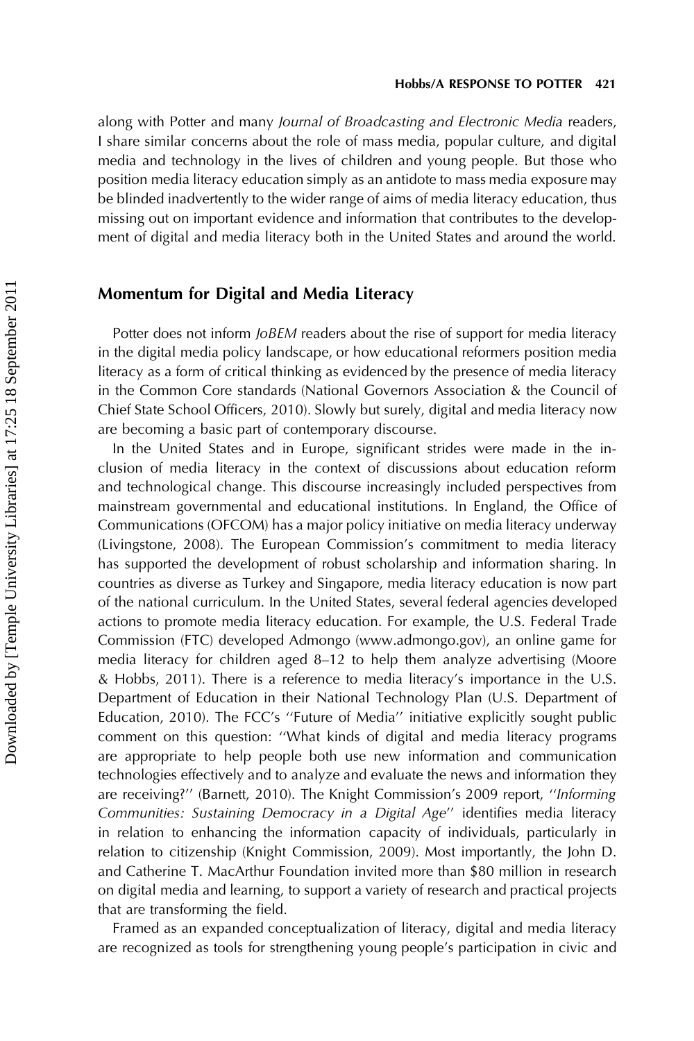along with Potter and many *Journal of Broadcasting and Electronic Media* readers, I share similar concerns about the role of mass media, popular culture, and digital media and technology in the lives of children and young people. But those who position media literacy education simply as an antidote to mass media exposure may be blinded inadvertently to the wider range of aims of media literacy education, thus missing out on important evidence and information that contributes to the development of digital and media literacy both in the United States and around the world.

## Momentum for Digital and Media Literacy

Potter does not inform *JoBEM* readers about the rise of support for media literacy in the digital media policy landscape, or how educational reformers position media literacy as a form of critical thinking as evidenced by the presence of media literacy in the Common Core standards (National Governors Association & the Council of Chief State School Officers, 2010). Slowly but surely, digital and media literacy now are becoming a basic part of contemporary discourse.

In the United States and in Europe, significant strides were made in the inclusion of media literacy in the context of discussions about education reform and technological change. This discourse increasingly included perspectives from mainstream governmental and educational institutions. In England, the Office of Communications (OFCOM) has a major policy initiative on media literacy underway (Livingstone, 2008). The European Commission's commitment to media literacy has supported the development of robust scholarship and information sharing. In countries as diverse as Turkey and Singapore, media literacy education is now part of the national curriculum. In the United States, several federal agencies developed actions to promote media literacy education. For example, the U.S. Federal Trade Commission (FTC) developed Admongo (www.admongo.gov), an online game for media literacy for children aged 8–12 to help them analyze advertising (Moore & Hobbs, 2011). There is a reference to media literacy's importance in the U.S. Department of Education in their National Technology Plan (U.S. Department of Education, 2010). The FCC's ''Future of Media'' initiative explicitly sought public comment on this question: ''What kinds of digital and media literacy programs are appropriate to help people both use new information and communication technologies effectively and to analyze and evaluate the news and information they are receiving?'' (Barnett, 2010). The Knight Commission's 2009 report, ''*Informing Communities: Sustaining Democracy in a Digital Age*'' identifies media literacy in relation to enhancing the information capacity of individuals, particularly in relation to citizenship (Knight Commission, 2009). Most importantly, the John D. and Catherine T. MacArthur Foundation invited more than $80 million in research on digital media and learning, to support a variety of research and practical projects that are transforming the field.

Framed as an expanded conceptualization of literacy, digital and media literacy are recognized as tools for strengthening young people's participation in civic and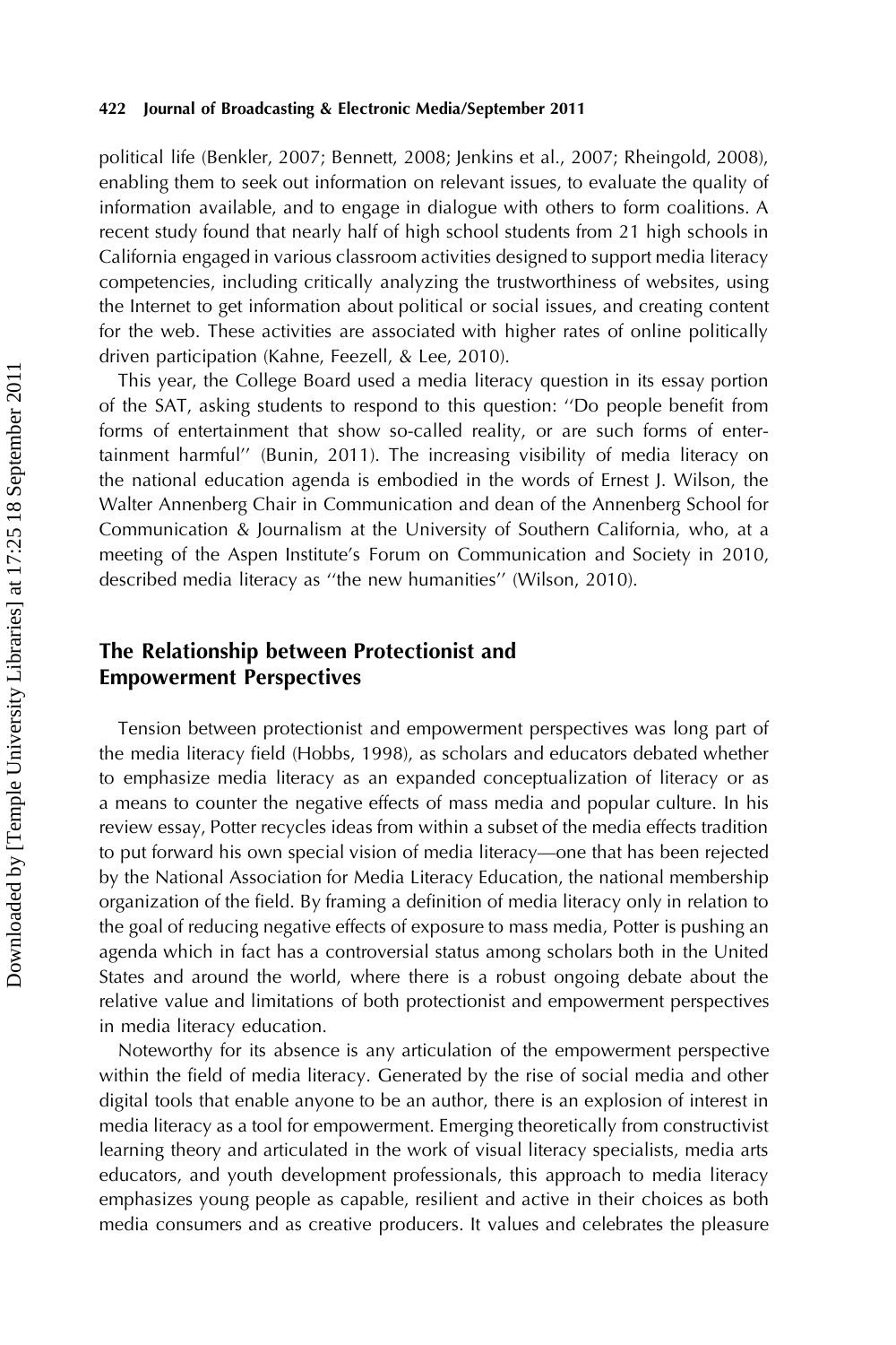political life (Benkler, 2007; Bennett, 2008; Jenkins et al., 2007; Rheingold, 2008), enabling them to seek out information on relevant issues, to evaluate the quality of information available, and to engage in dialogue with others to form coalitions. A recent study found that nearly half of high school students from 21 high schools in California engaged in various classroom activities designed to support media literacy competencies, including critically analyzing the trustworthiness of websites, using the Internet to get information about political or social issues, and creating content for the web. These activities are associated with higher rates of online politically driven participation (Kahne, Feezell, & Lee, 2010).

This year, the College Board used a media literacy question in its essay portion of the SAT, asking students to respond to this question: ''Do people benefit from forms of entertainment that show so-called reality, or are such forms of entertainment harmful'' (Bunin, 2011). The increasing visibility of media literacy on the national education agenda is embodied in the words of Ernest J. Wilson, the Walter Annenberg Chair in Communication and dean of the Annenberg School for Communication & Journalism at the University of Southern California, who, at a meeting of the Aspen Institute's Forum on Communication and Society in 2010, described media literacy as ''the new humanities'' (Wilson, 2010).

## The Relationship between Protectionist and Empowerment Perspectives

Tension between protectionist and empowerment perspectives was long part of the media literacy field (Hobbs, 1998), as scholars and educators debated whether to emphasize media literacy as an expanded conceptualization of literacy or as a means to counter the negative effects of mass media and popular culture. In his review essay, Potter recycles ideas from within a subset of the media effects tradition to put forward his own special vision of media literacy—one that has been rejected by the National Association for Media Literacy Education, the national membership organization of the field. By framing a definition of media literacy only in relation to the goal of reducing negative effects of exposure to mass media, Potter is pushing an agenda which in fact has a controversial status among scholars both in the United States and around the world, where there is a robust ongoing debate about the relative value and limitations of both protectionist and empowerment perspectives in media literacy education.

Noteworthy for its absence is any articulation of the empowerment perspective within the field of media literacy. Generated by the rise of social media and other digital tools that enable anyone to be an author, there is an explosion of interest in media literacy as a tool for empowerment. Emerging theoretically from constructivist learning theory and articulated in the work of visual literacy specialists, media arts educators, and youth development professionals, this approach to media literacy emphasizes young people as capable, resilient and active in their choices as both media consumers and as creative producers. It values and celebrates the pleasure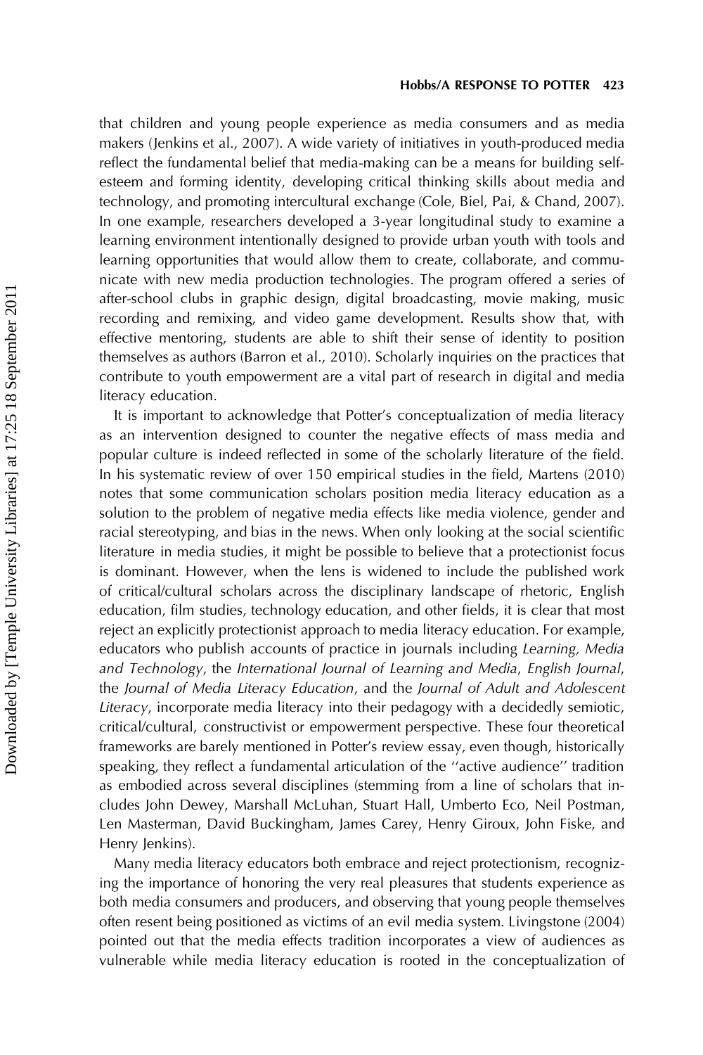that children and young people experience as media consumers and as media makers (Jenkins et al., 2007). A wide variety of initiatives in youth-produced media reflect the fundamental belief that media-making can be a means for building self-esteem and forming identity, developing critical thinking skills about media and technology, and promoting intercultural exchange (Cole, Biel, Pai, & Chand, 2007). In one example, researchers developed a 3-year longitudinal study to examine a learning environment intentionally designed to provide urban youth with tools and learning opportunities that would allow them to create, collaborate, and communicate with new media production technologies. The program offered a series of after-school clubs in graphic design, digital broadcasting, movie making, music recording and remixing, and video game development. Results show that, with effective mentoring, students are able to shift their sense of identity to position themselves as authors (Barron et al., 2010). Scholarly inquiries on the practices that contribute to youth empowerment are a vital part of research in digital and media literacy education.

It is important to acknowledge that Potter's conceptualization of media literacy as an intervention designed to counter the negative effects of mass media and popular culture is indeed reflected in some of the scholarly literature of the field. In his systematic review of over 150 empirical studies in the field, Martens (2010) notes that some communication scholars position media literacy education as a solution to the problem of negative media effects like media violence, gender and racial stereotyping, and bias in the news. When only looking at the social scientific literature in media studies, it might be possible to believe that a protectionist focus is dominant. However, when the lens is widened to include the published work of critical/cultural scholars across the disciplinary landscape of rhetoric, English education, film studies, technology education, and other fields, it is clear that most reject an explicitly protectionist approach to media literacy education. For example, educators who publish accounts of practice in journals including *Learning, Media and Technology*, the *International Journal of Learning and Media*, *English Journal*, the *Journal of Media Literacy Education*, and the *Journal of Adult and Adolescent Literacy*, incorporate media literacy into their pedagogy with a decidedly semiotic, critical/cultural, constructivist or empowerment perspective. These four theoretical frameworks are barely mentioned in Potter's review essay, even though, historically speaking, they reflect a fundamental articulation of the ''active audience'' tradition as embodied across several disciplines (stemming from a line of scholars that includes John Dewey, Marshall McLuhan, Stuart Hall, Umberto Eco, Neil Postman, Len Masterman, David Buckingham, James Carey, Henry Giroux, John Fiske, and Henry Jenkins).

Many media literacy educators both embrace and reject protectionism, recognizing the importance of honoring the very real pleasures that students experience as both media consumers and producers, and observing that young people themselves often resent being positioned as victims of an evil media system. Livingstone (2004) pointed out that the media effects tradition incorporates a view of audiences as vulnerable while media literacy education is rooted in the conceptualization of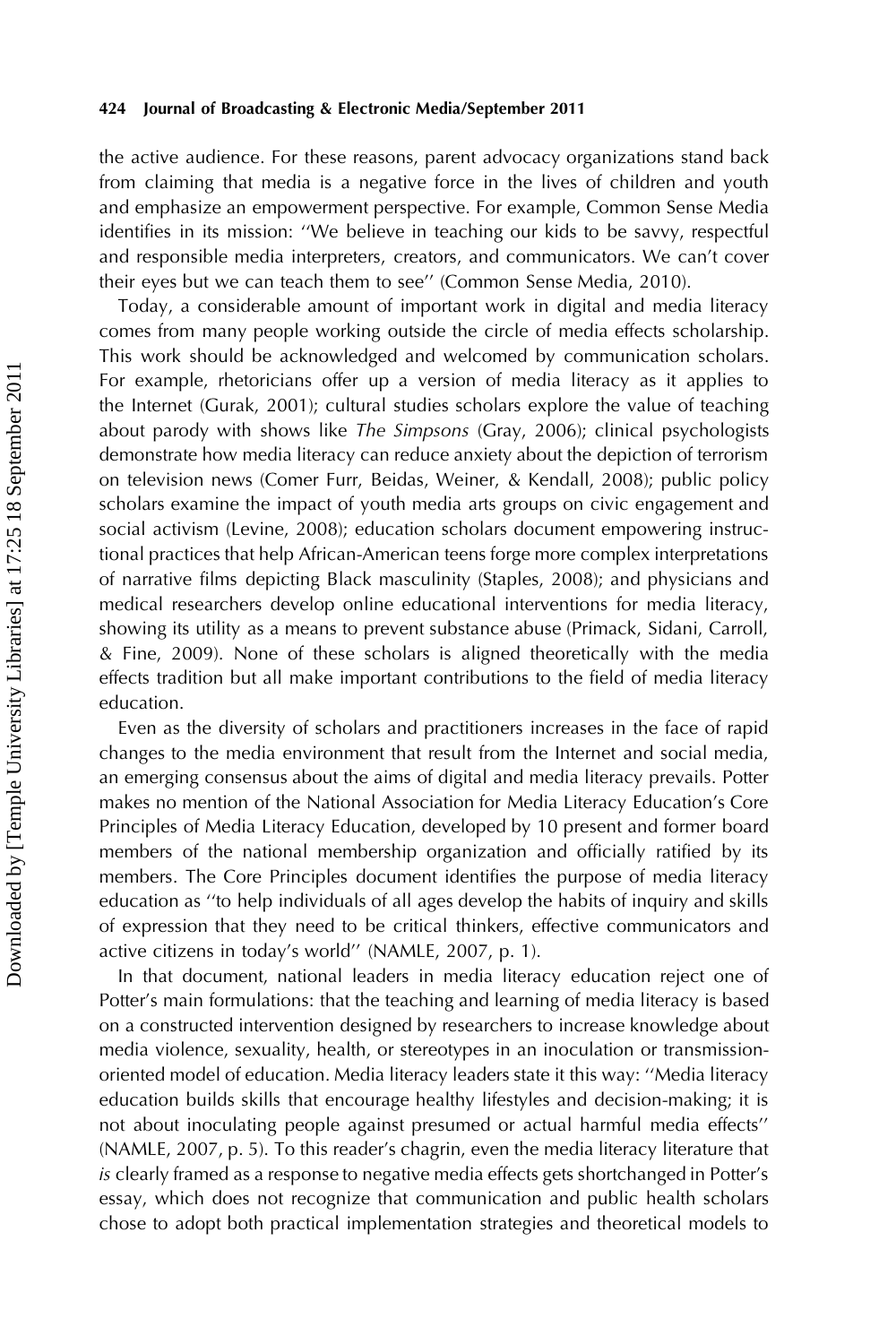the active audience. For these reasons, parent advocacy organizations stand back from claiming that media is a negative force in the lives of children and youth and emphasize an empowerment perspective. For example, Common Sense Media identifies in its mission: ''We believe in teaching our kids to be savvy, respectful and responsible media interpreters, creators, and communicators. We can't cover their eyes but we can teach them to see'' (Common Sense Media, 2010).

Today, a considerable amount of important work in digital and media literacy comes from many people working outside the circle of media effects scholarship. This work should be acknowledged and welcomed by communication scholars. For example, rhetoricians offer up a version of media literacy as it applies to the Internet (Gurak, 2001); cultural studies scholars explore the value of teaching about parody with shows like *The Simpsons* (Gray, 2006); clinical psychologists demonstrate how media literacy can reduce anxiety about the depiction of terrorism on television news (Comer Furr, Beidas, Weiner, & Kendall, 2008); public policy scholars examine the impact of youth media arts groups on civic engagement and social activism (Levine, 2008); education scholars document empowering instructional practices that help African-American teens forge more complex interpretations of narrative films depicting Black masculinity (Staples, 2008); and physicians and medical researchers develop online educational interventions for media literacy, showing its utility as a means to prevent substance abuse (Primack, Sidani, Carroll, & Fine, 2009). None of these scholars is aligned theoretically with the media effects tradition but all make important contributions to the field of media literacy education.

Even as the diversity of scholars and practitioners increases in the face of rapid changes to the media environment that result from the Internet and social media, an emerging consensus about the aims of digital and media literacy prevails. Potter makes no mention of the National Association for Media Literacy Education's Core Principles of Media Literacy Education, developed by 10 present and former board members of the national membership organization and officially ratified by its members. The Core Principles document identifies the purpose of media literacy education as ''to help individuals of all ages develop the habits of inquiry and skills of expression that they need to be critical thinkers, effective communicators and active citizens in today's world'' (NAMLE, 2007, p. 1).

In that document, national leaders in media literacy education reject one of Potter's main formulations: that the teaching and learning of media literacy is based on a constructed intervention designed by researchers to increase knowledge about media violence, sexuality, health, or stereotypes in an inoculation or transmission-oriented model of education. Media literacy leaders state it this way: ''Media literacy education builds skills that encourage healthy lifestyles and decision-making; it is not about inoculating people against presumed or actual harmful media effects'' (NAMLE, 2007, p. 5). To this reader's chagrin, even the media literacy literature that *is* clearly framed as a response to negative media effects gets shortchanged in Potter's essay, which does not recognize that communication and public health scholars chose to adopt both practical implementation strategies and theoretical models to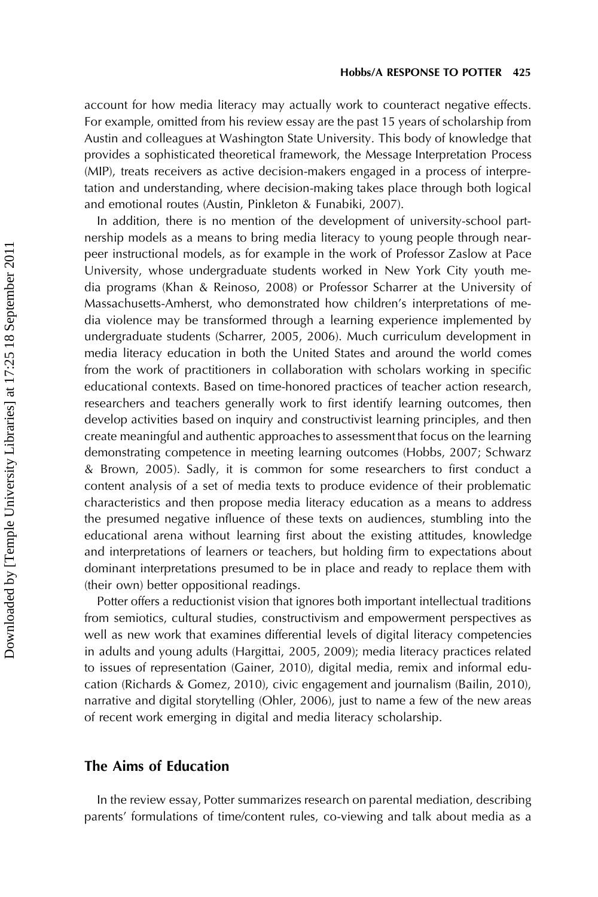account for how media literacy may actually work to counteract negative effects. For example, omitted from his review essay are the past 15 years of scholarship from Austin and colleagues at Washington State University. This body of knowledge that provides a sophisticated theoretical framework, the Message Interpretation Process (MIP), treats receivers as active decision-makers engaged in a process of interpretation and understanding, where decision-making takes place through both logical and emotional routes (Austin, Pinkleton & Funabiki, 2007).

In addition, there is no mention of the development of university-school partnership models as a means to bring media literacy to young people through near-peer instructional models, as for example in the work of Professor Zaslow at Pace University, whose undergraduate students worked in New York City youth media programs (Khan & Reinoso, 2008) or Professor Scharrer at the University of Massachusetts-Amherst, who demonstrated how children's interpretations of media violence may be transformed through a learning experience implemented by undergraduate students (Scharrer, 2005, 2006). Much curriculum development in media literacy education in both the United States and around the world comes from the work of practitioners in collaboration with scholars working in specific educational contexts. Based on time-honored practices of teacher action research, researchers and teachers generally work to first identify learning outcomes, then develop activities based on inquiry and constructivist learning principles, and then create meaningful and authentic approaches to assessment that focus on the learning demonstrating competence in meeting learning outcomes (Hobbs, 2007; Schwarz & Brown, 2005). Sadly, it is common for some researchers to first conduct a content analysis of a set of media texts to produce evidence of their problematic characteristics and then propose media literacy education as a means to address the presumed negative influence of these texts on audiences, stumbling into the educational arena without learning first about the existing attitudes, knowledge and interpretations of learners or teachers, but holding firm to expectations about dominant interpretations presumed to be in place and ready to replace them with (their own) better oppositional readings.

Potter offers a reductionist vision that ignores both important intellectual traditions from semiotics, cultural studies, constructivism and empowerment perspectives as well as new work that examines differential levels of digital literacy competencies in adults and young adults (Hargittai, 2005, 2009); media literacy practices related to issues of representation (Gainer, 2010), digital media, remix and informal education (Richards & Gomez, 2010), civic engagement and journalism (Bailin, 2010), narrative and digital storytelling (Ohler, 2006), just to name a few of the new areas of recent work emerging in digital and media literacy scholarship.

## The Aims of Education

In the review essay, Potter summarizes research on parental mediation, describing parents' formulations of time/content rules, co-viewing and talk about media as a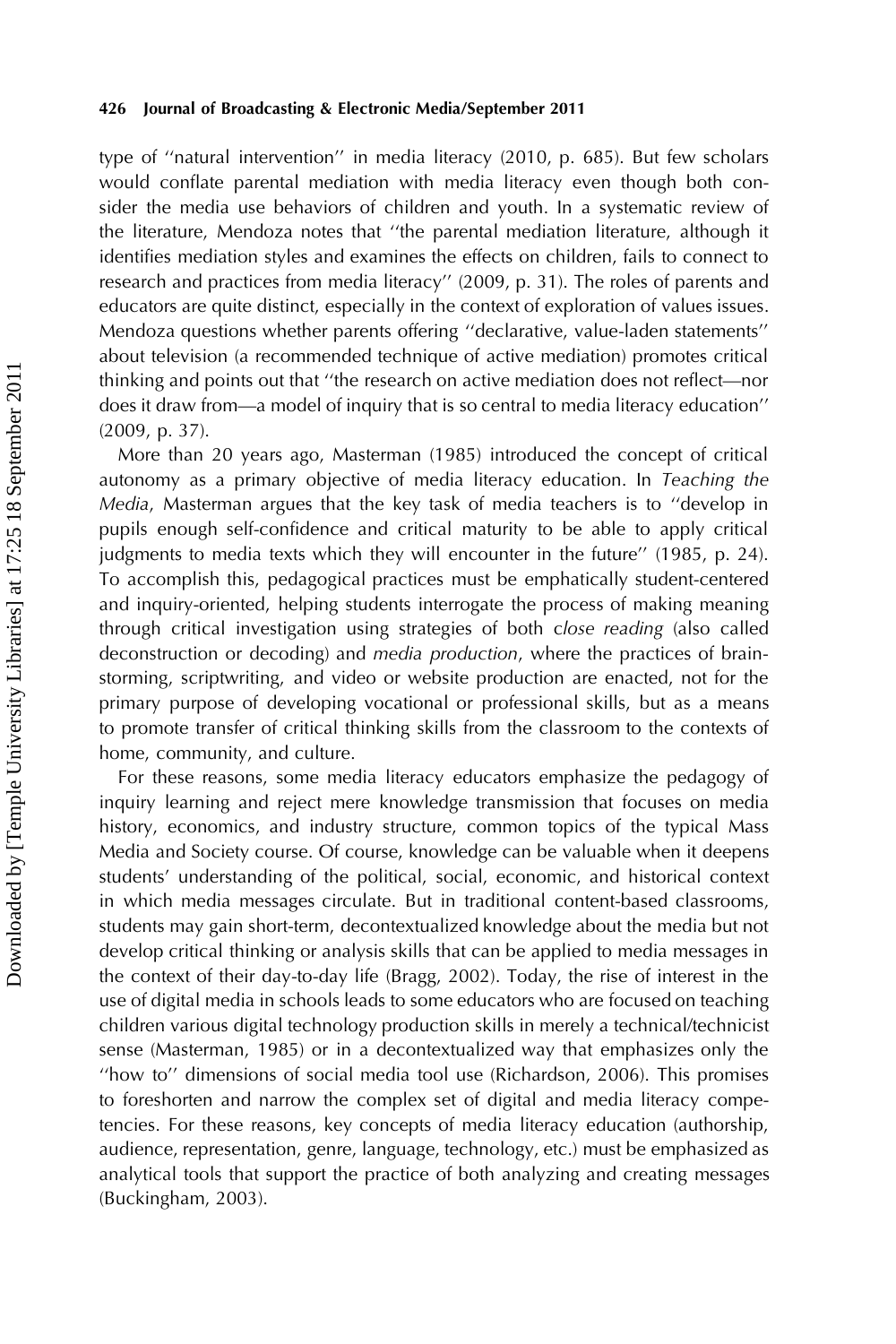type of ''natural intervention'' in media literacy (2010, p. 685). But few scholars would conflate parental mediation with media literacy even though both consider the media use behaviors of children and youth. In a systematic review of the literature, Mendoza notes that ''the parental mediation literature, although it identifies mediation styles and examines the effects on children, fails to connect to research and practices from media literacy'' (2009, p. 31). The roles of parents and educators are quite distinct, especially in the context of exploration of values issues. Mendoza questions whether parents offering ''declarative, value-laden statements'' about television (a recommended technique of active mediation) promotes critical thinking and points out that ''the research on active mediation does not reflect—nor does it draw from—a model of inquiry that is so central to media literacy education'' (2009, p. 37).

More than 20 years ago, Masterman (1985) introduced the concept of critical autonomy as a primary objective of media literacy education. In *Teaching the Media*, Masterman argues that the key task of media teachers is to ''develop in pupils enough self-confidence and critical maturity to be able to apply critical judgments to media texts which they will encounter in the future'' (1985, p. 24). To accomplish this, pedagogical practices must be emphatically student-centered and inquiry-oriented, helping students interrogate the process of making meaning through critical investigation using strategies of both c*lose reading* (also called deconstruction or decoding) and *media production*, where the practices of brainstorming, scriptwriting, and video or website production are enacted, not for the primary purpose of developing vocational or professional skills, but as a means to promote transfer of critical thinking skills from the classroom to the contexts of home, community, and culture.

For these reasons, some media literacy educators emphasize the pedagogy of inquiry learning and reject mere knowledge transmission that focuses on media history, economics, and industry structure, common topics of the typical Mass Media and Society course. Of course, knowledge can be valuable when it deepens students' understanding of the political, social, economic, and historical context in which media messages circulate. But in traditional content-based classrooms, students may gain short-term, decontextualized knowledge about the media but not develop critical thinking or analysis skills that can be applied to media messages in the context of their day-to-day life (Bragg, 2002). Today, the rise of interest in the use of digital media in schools leads to some educators who are focused on teaching children various digital technology production skills in merely a technical/technicist sense (Masterman, 1985) or in a decontextualized way that emphasizes only the ''how to'' dimensions of social media tool use (Richardson, 2006). This promises to foreshorten and narrow the complex set of digital and media literacy competencies. For these reasons, key concepts of media literacy education (authorship, audience, representation, genre, language, technology, etc.) must be emphasized as analytical tools that support the practice of both analyzing and creating messages (Buckingham, 2003).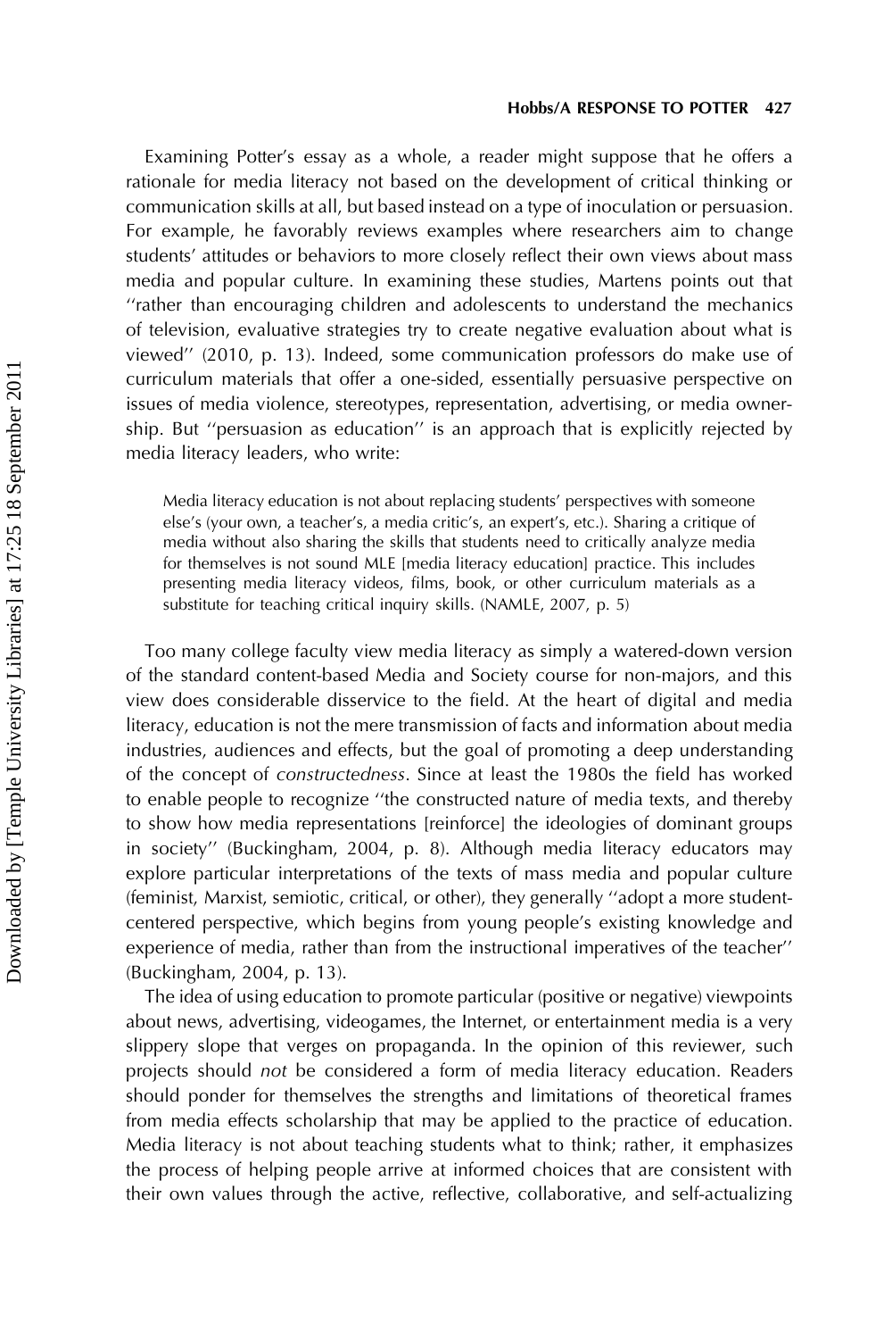Examining Potter's essay as a whole, a reader might suppose that he offers a rationale for media literacy not based on the development of critical thinking or communication skills at all, but based instead on a type of inoculation or persuasion. For example, he favorably reviews examples where researchers aim to change students' attitudes or behaviors to more closely reflect their own views about mass media and popular culture. In examining these studies, Martens points out that "rather than encouraging children and adolescents to understand the mechanics of television, evaluative strategies try to create negative evaluation about what is viewed" (2010, p. 13). Indeed, some communication professors do make use of curriculum materials that offer a one-sided, essentially persuasive perspective on issues of media violence, stereotypes, representation, advertising, or media ownership. But "persuasion as education" is an approach that is explicitly rejected by media literacy leaders, who write:

> Media literacy education is not about replacing students' perspectives with someone else's (your own, a teacher's, a media critic's, an expert's, etc.). Sharing a critique of media without also sharing the skills that students need to critically analyze media for themselves is not sound MLE [media literacy education] practice. This includes presenting media literacy videos, films, book, or other curriculum materials as a substitute for teaching critical inquiry skills. (NAMLE, 2007, p. 5)

Too many college faculty view media literacy as simply a watered-down version of the standard content-based Media and Society course for non-majors, and this view does considerable disservice to the field. At the heart of digital and media literacy, education is not the mere transmission of facts and information about media industries, audiences and effects, but the goal of promoting a deep understanding of the concept of *constructedness*. Since at least the 1980s the field has worked to enable people to recognize "the constructed nature of media texts, and thereby to show how media representations [reinforce] the ideologies of dominant groups in society" (Buckingham, 2004, p. 8). Although media literacy educators may explore particular interpretations of the texts of mass media and popular culture (feminist, Marxist, semiotic, critical, or other), they generally "adopt a more student-centered perspective, which begins from young people's existing knowledge and experience of media, rather than from the instructional imperatives of the teacher" (Buckingham, 2004, p. 13).

The idea of using education to promote particular (positive or negative) viewpoints about news, advertising, videogames, the Internet, or entertainment media is a very slippery slope that verges on propaganda. In the opinion of this reviewer, such projects should *not* be considered a form of media literacy education. Readers should ponder for themselves the strengths and limitations of theoretical frames from media effects scholarship that may be applied to the practice of education. Media literacy is not about teaching students what to think; rather, it emphasizes the process of helping people arrive at informed choices that are consistent with their own values through the active, reflective, collaborative, and self-actualizing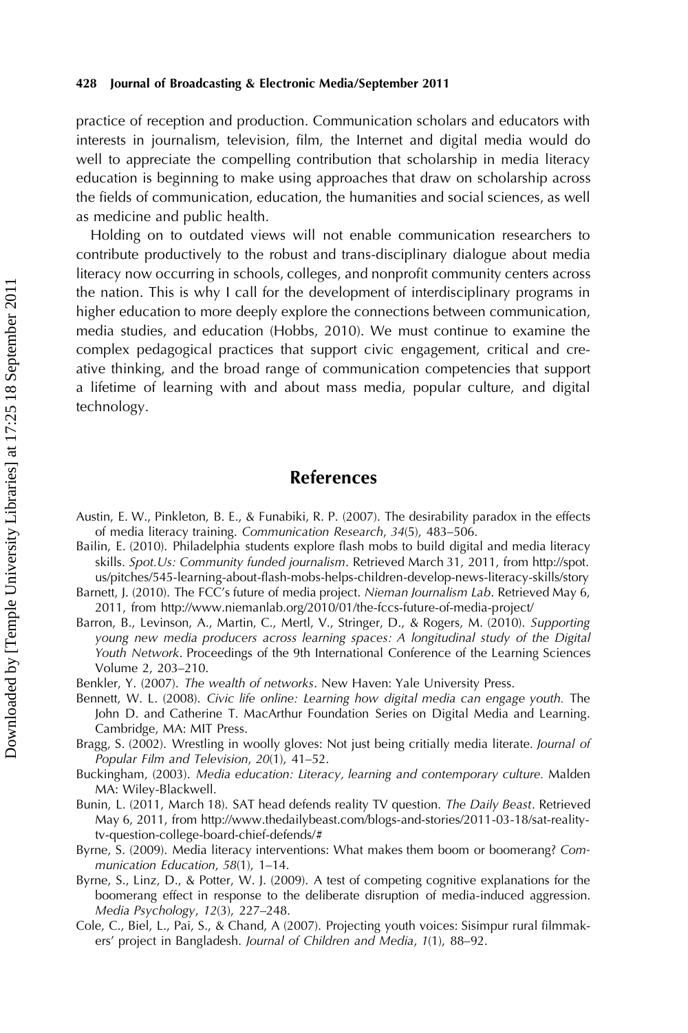practice of reception and production. Communication scholars and educators with interests in journalism, television, film, the Internet and digital media would do well to appreciate the compelling contribution that scholarship in media literacy education is beginning to make using approaches that draw on scholarship across the fields of communication, education, the humanities and social sciences, as well as medicine and public health.

Holding on to outdated views will not enable communication researchers to contribute productively to the robust and trans-disciplinary dialogue about media literacy now occurring in schools, colleges, and nonprofit community centers across the nation. This is why I call for the development of interdisciplinary programs in higher education to more deeply explore the connections between communication, media studies, and education (Hobbs, 2010). We must continue to examine the complex pedagogical practices that support civic engagement, critical and creative thinking, and the broad range of communication competencies that support a lifetime of learning with and about mass media, popular culture, and digital technology.

## References

Austin, E. W., Pinkleton, B. E., & Funabiki, R. P. (2007). The desirability paradox in the effects of media literacy training. *Communication Research*, *34*(5), 483–506.

Bailin, E. (2010). Philadelphia students explore flash mobs to build digital and media literacy skills. *Spot.Us: Community funded journalism*. Retrieved March 31, 2011, from http://spot.us/pitches/545-learning-about-flash-mobs-helps-children-develop-news-literacy-skills/story

Barnett, J. (2010). The FCC's future of media project. *Nieman Journalism Lab*. Retrieved May 6, 2011, from http://www.niemanlab.org/2010/01/the-fccs-future-of-media-project/

Barron, B., Levinson, A., Martin, C., Mertl, V., Stringer, D., & Rogers, M. (2010). *Supporting young new media producers across learning spaces: A longitudinal study of the Digital Youth Network*. Proceedings of the 9th International Conference of the Learning Sciences Volume 2, 203–210.

Benkler, Y. (2007). *The wealth of networks*. New Haven: Yale University Press.

Bennett, W. L. (2008). *Civic life online: Learning how digital media can engage youth.* The John D. and Catherine T. MacArthur Foundation Series on Digital Media and Learning. Cambridge, MA: MIT Press.

Bragg, S. (2002). Wrestling in woolly gloves: Not just being critially media literate. *Journal of Popular Film and Television*, *20*(1), 41–52.

Buckingham, (2003). *Media education: Literacy, learning and contemporary culture.* Malden MA: Wiley-Blackwell.

Bunin, L. (2011, March 18). SAT head defends reality TV question. *The Daily Beast*. Retrieved May 6, 2011, from http://www.thedailybeast.com/blogs-and-stories/2011-03-18/sat-reality-tv-question-college-board-chief-defends/#

Byrne, S. (2009). Media literacy interventions: What makes them boom or boomerang? *Communication Education*, *58*(1), 1–14.

Byrne, S., Linz, D., & Potter, W. J. (2009). A test of competing cognitive explanations for the boomerang effect in response to the deliberate disruption of media-induced aggression. *Media Psychology*, *12*(3), 227–248.

Cole, C., Biel, L., Pai, S., & Chand, A (2007). Projecting youth voices: Sisimpur rural filmmakers' project in Bangladesh. *Journal of Children and Media*, *1*(1), 88–92.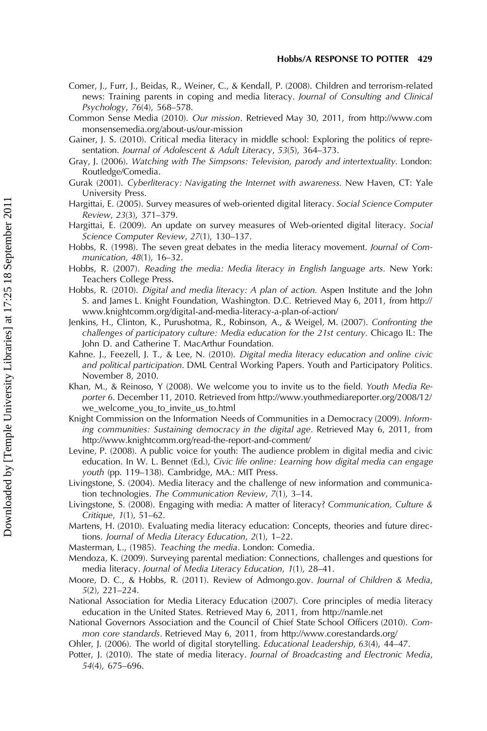Comer, J., Furr, J., Beidas, R., Weiner, C., & Kendall, P. (2008). Children and terrorism-related news: Training parents in coping and media literacy. *Journal of Consulting and Clinical Psychology*, *76*(4), 568–578.

Common Sense Media (2010). *Our mission*. Retrieved May 30, 2011, from http://www.commonsensemedia.org/about-us/our-mission

Gainer, J. S. (2010). Critical media literacy in middle school: Exploring the politics of representation. *Journal of Adolescent & Adult Literacy*, *53*(5), 364–373.

Gray, J. (2006). *Watching with The Simpsons: Television, parody and intertextuality*. London: Routledge/Comedia.

Gurak (2001). *Cyberliteracy: Navigating the Internet with awareness.* New Haven, CT: Yale University Press.

Hargittai, E. (2005). Survey measures of web-oriented digital literacy. *Social Science Computer Review*, *23*(3), 371–379.

Hargittai, E. (2009). An update on survey measures of Web-oriented digital literacy. *Social Science Computer Review*, *27*(1), 130–137.

Hobbs, R. (1998). The seven great debates in the media literacy movement. *Journal of Communication*, *48*(1), 16–32.

Hobbs, R. (2007). *Reading the media: Media literacy in English language arts.* New York: Teachers College Press.

Hobbs, R. (2010). *Digital and media literacy: A plan of action.* Aspen Institute and the John S. and James L. Knight Foundation, Washington. D.C. Retrieved May 6, 2011, from http://www.knightcomm.org/digital-and-media-literacy-a-plan-of-action/

Jenkins, H., Clinton, K., Purushotma, R., Robinson, A., & Weigel, M. (2007). *Confronting the challenges of participatory culture: Media education for the 21st century*. Chicago IL: The John D. and Catherine T. MacArthur Foundation.

Kahne. J., Feezell, J. T., & Lee, N. (2010). *Digital media literacy education and online civic and political participation*. DML Central Working Papers. Youth and Participatory Politics. November 8, 2010.

Khan, M., & Reinoso, Y (2008). We welcome you to invite us to the field. *Youth Media Reporter 6*. December 11, 2010. Retrieved from http://www.youthmediareporter.org/2008/12/we_welcome_you_to_invite_us_to.html

Knight Commission on the Information Needs of Communities in a Democracy (2009). *Informing communities: Sustaining democracy in the digital age*. Retrieved May 6, 2011, from http://www.knightcomm.org/read-the-report-and-comment/

Levine, P. (2008). A public voice for youth: The audience problem in digital media and civic education. In W. L. Bennet (Ed.), *Civic life online: Learning how digital media can engage youth* (pp. 119–138). Cambridge, MA.: MIT Press.

Livingstone, S. (2004). Media literacy and the challenge of new information and communication technologies. *The Communication Review*, *7*(1), 3–14.

Livingstone, S. (2008). Engaging with media: A matter of literacy? *Communication, Culture & Critique*, *1*(1), 51–62.

Martens, H. (2010). Evaluating media literacy education: Concepts, theories and future directions. *Journal of Media Literacy Education*, *2*(1), 1–22.

Masterman, L., (1985). *Teaching the media*. London: Comedia.

Mendoza, K. (2009). Surveying parental mediation: Connections, challenges and questions for media literacy. *Journal of Media Literacy Education*, *1*(1), 28–41.

Moore, D. C., & Hobbs, R. (2011). Review of Admongo.gov. *Journal of Children & Media*, *5*(2), 221–224.

National Association for Media Literacy Education (2007). Core principles of media literacy education in the United States. Retrieved May 6, 2011, from http://namle.net

National Governors Association and the Council of Chief State School Officers (2010). *Common core standards*. Retrieved May 6, 2011, from http://www.corestandards.org/

Ohler, J. (2006). The world of digital storytelling. *Educational Leadership*, *63*(4), 44–47.

Potter, J. (2010). The state of media literacy. *Journal of Broadcasting and Electronic Media*, *54*(4), 675–696.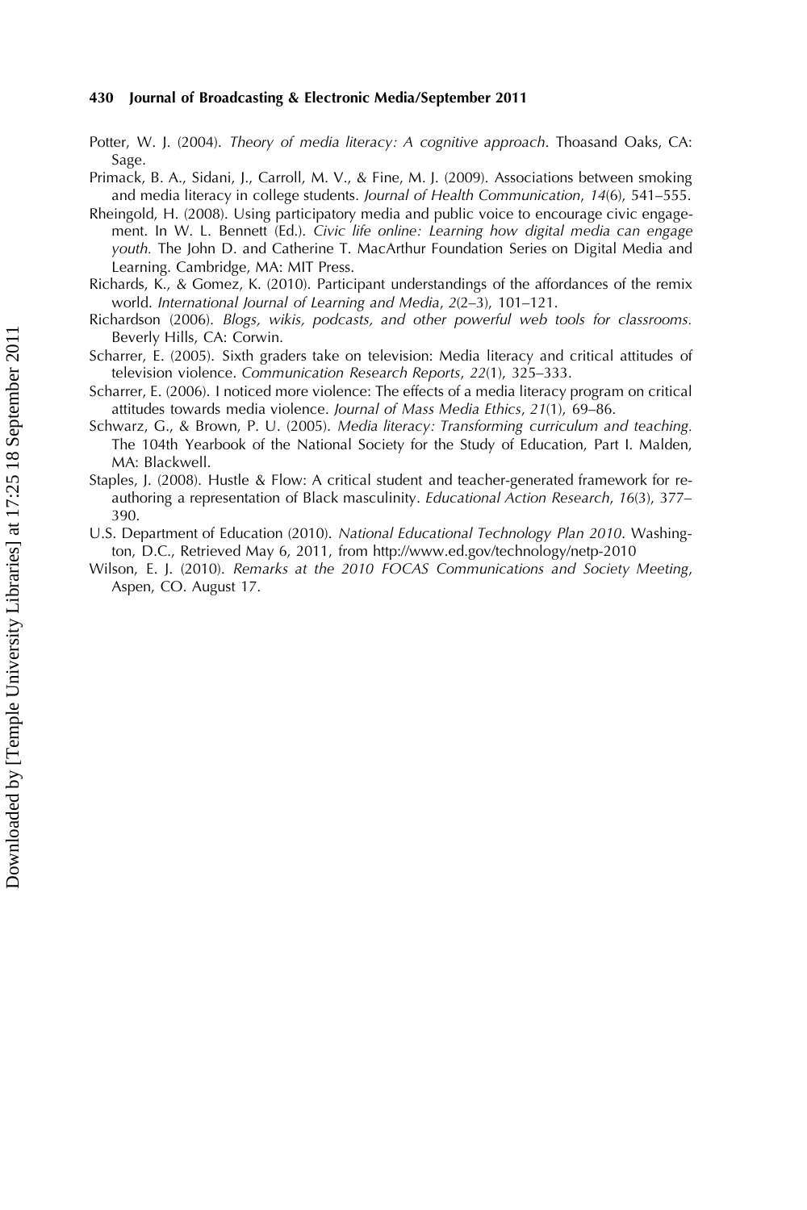Potter, W. J. (2004). *Theory of media literacy: A cognitive approach*. Thoasand Oaks, CA: Sage.

Primack, B. A., Sidani, J., Carroll, M. V., & Fine, M. J. (2009). Associations between smoking and media literacy in college students. *Journal of Health Communication*, *14*(6), 541–555.

Rheingold, H. (2008). Using participatory media and public voice to encourage civic engagement. In W. L. Bennett (Ed.). *Civic life online: Learning how digital media can engage youth.* The John D. and Catherine T. MacArthur Foundation Series on Digital Media and Learning. Cambridge, MA: MIT Press.

Richards, K., & Gomez, K. (2010). Participant understandings of the affordances of the remix world. *International Journal of Learning and Media*, *2*(2–3), 101–121.

Richardson (2006). *Blogs, wikis, podcasts, and other powerful web tools for classrooms.* Beverly Hills, CA: Corwin.

Scharrer, E. (2005). Sixth graders take on television: Media literacy and critical attitudes of television violence. *Communication Research Reports*, *22*(1), 325–333.

Scharrer, E. (2006). I noticed more violence: The effects of a media literacy program on critical attitudes towards media violence. *Journal of Mass Media Ethics*, *21*(1), 69–86.

Schwarz, G., & Brown, P. U. (2005). *Media literacy: Transforming curriculum and teaching.* The 104th Yearbook of the National Society for the Study of Education, Part I. Malden, MA: Blackwell.

Staples, J. (2008). Hustle & Flow: A critical student and teacher-generated framework for re-authoring a representation of Black masculinity. *Educational Action Research*, *16*(3), 377–390.

U.S. Department of Education (2010). *National Educational Technology Plan 2010*. Washington, D.C., Retrieved May 6, 2011, from http://www.ed.gov/technology/netp-2010

Wilson, E. J. (2010). *Remarks at the 2010 FOCAS Communications and Society Meeting*, Aspen, CO. August 17.